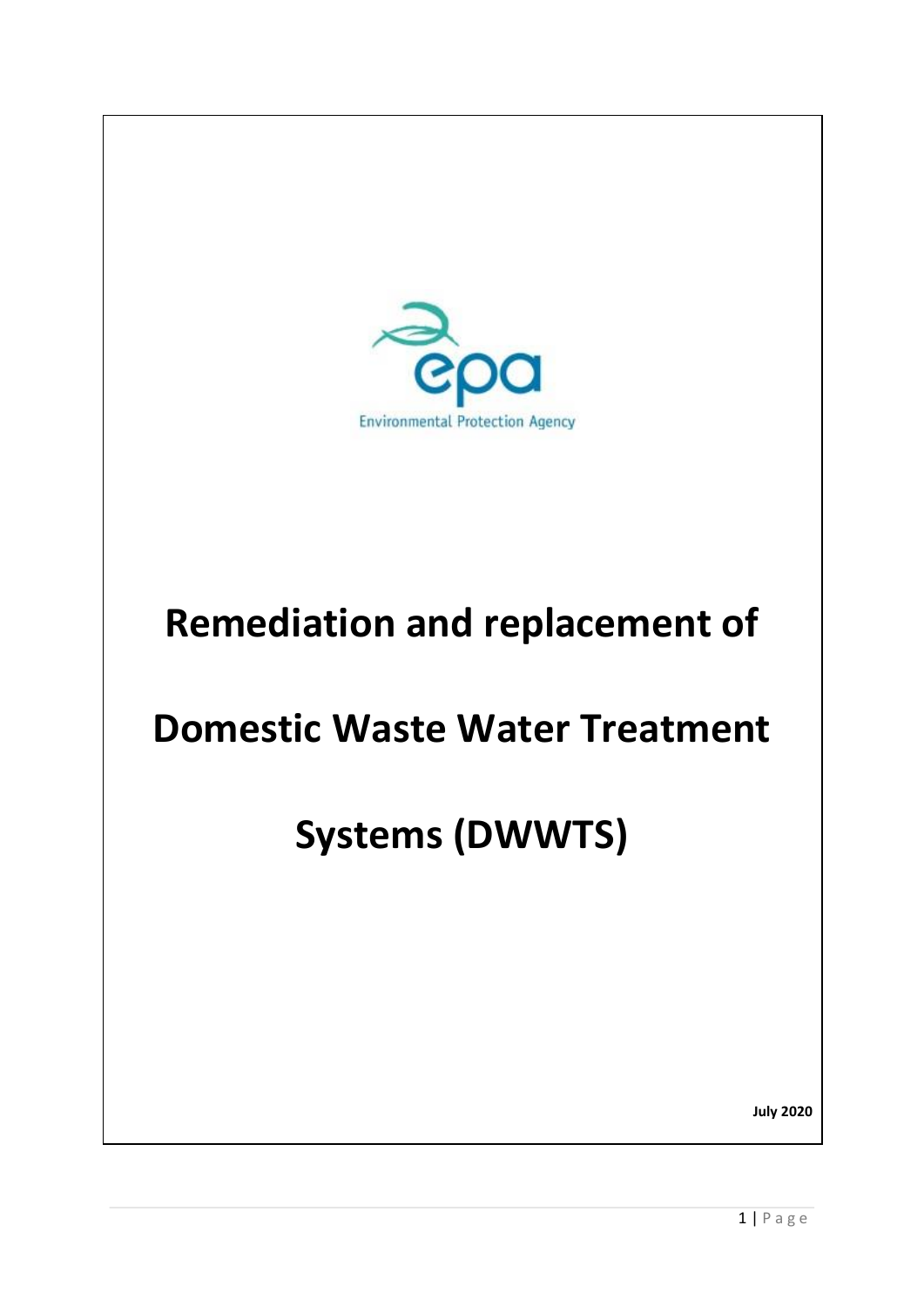Environmental Protection Agency

# Remediation and replacement of Domestic Waste Water Treatment Systems (DWWTS)

**July 2020**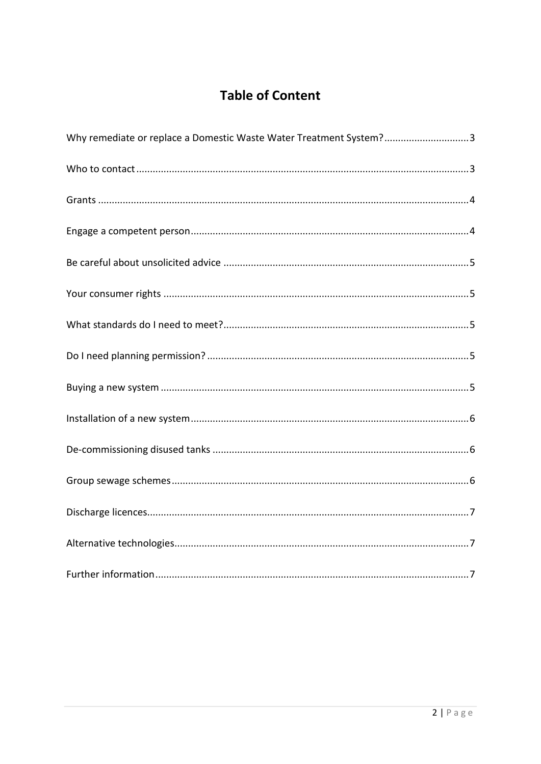# Table of Content

Why remediate or replace a Domestic Waste Water Treatment System? .............................. 3

Who to contact ........................................................................................................ 3

Grants ..................................................................................................................... 4

Engage a competent person .................................................................................... 4

Be careful about unsolicited advice ........................................................................ 5

Your consumer rights ............................................................................................. 5

What standards do I need to meet? ......................................................................... 5

Do I need planning permission? .............................................................................. 5

Buying a new system ............................................................................................... 5

Installation of a new system .................................................................................... 6

De-commissioning disused tanks ............................................................................ 6

Group sewage schemes ........................................................................................... 6

Discharge licences ................................................................................................... 7

Alternative technologies .......................................................................................... 7

Further information ................................................................................................. 7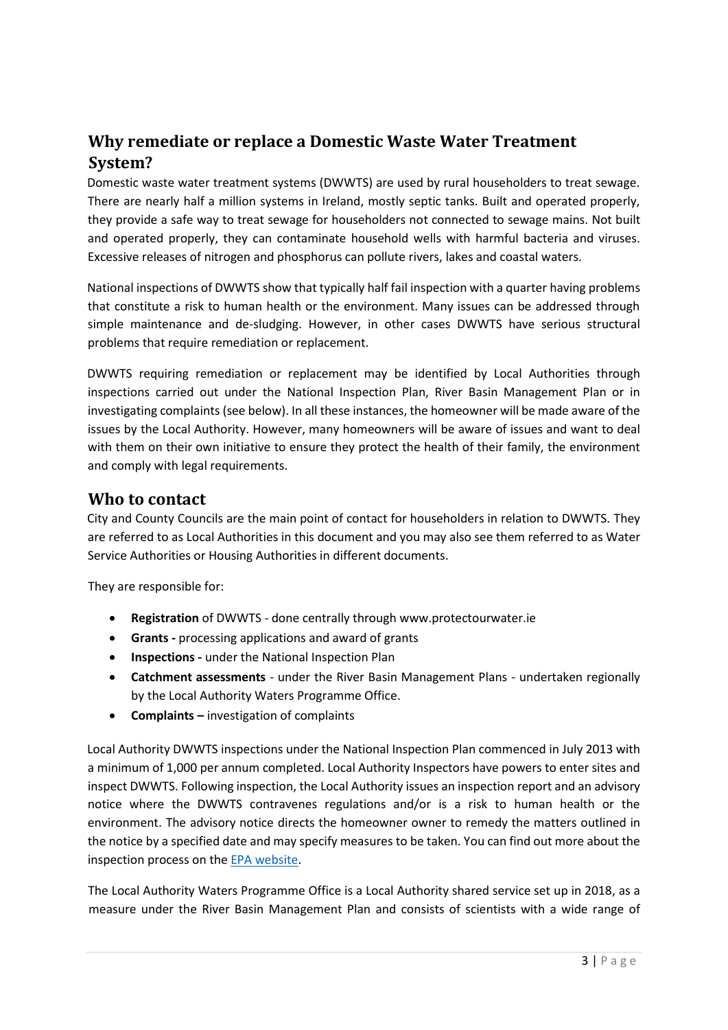## Why remediate or replace a Domestic Waste Water Treatment System?

Domestic waste water treatment systems (DWWTS) are used by rural householders to treat sewage. There are nearly half a million systems in Ireland, mostly septic tanks. Built and operated properly, they provide a safe way to treat sewage for householders not connected to sewage mains. Not built and operated properly, they can contaminate household wells with harmful bacteria and viruses. Excessive releases of nitrogen and phosphorus can pollute rivers, lakes and coastal waters.

National inspections of DWWTS show that typically half fail inspection with a quarter having problems that constitute a risk to human health or the environment. Many issues can be addressed through simple maintenance and de-sludging. However, in other cases DWWTS have serious structural problems that require remediation or replacement.

DWWTS requiring remediation or replacement may be identified by Local Authorities through inspections carried out under the National Inspection Plan, River Basin Management Plan or in investigating complaints (see below). In all these instances, the homeowner will be made aware of the issues by the Local Authority. However, many homeowners will be aware of issues and want to deal with them on their own initiative to ensure they protect the health of their family, the environment and comply with legal requirements.

## Who to contact

City and County Councils are the main point of contact for householders in relation to DWWTS. They are referred to as Local Authorities in this document and you may also see them referred to as Water Service Authorities or Housing Authorities in different documents.

They are responsible for:

- **Registration** of DWWTS - done centrally through www.protectourwater.ie
- **Grants -** processing applications and award of grants
- **Inspections -** under the National Inspection Plan
- **Catchment assessments** - under the River Basin Management Plans - undertaken regionally by the Local Authority Waters Programme Office.
- **Complaints –** investigation of complaints

Local Authority DWWTS inspections under the National Inspection Plan commenced in July 2013 with a minimum of 1,000 per annum completed. Local Authority Inspectors have powers to enter sites and inspect DWWTS. Following inspection, the Local Authority issues an inspection report and an advisory notice where the DWWTS contravenes regulations and/or is a risk to human health or the environment. The advisory notice directs the homeowner owner to remedy the matters outlined in the notice by a specified date and may specify measures to be taken. You can find out more about the inspection process on the [EPA website](EPA website).

The Local Authority Waters Programme Office is a Local Authority shared service set up in 2018, as a measure under the River Basin Management Plan and consists of scientists with a wide range of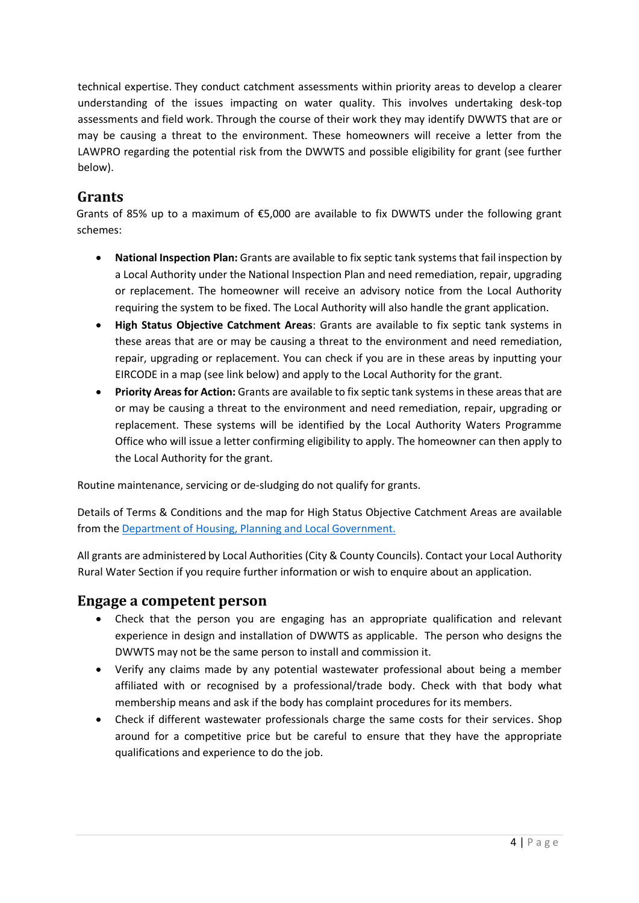technical expertise. They conduct catchment assessments within priority areas to develop a clearer understanding of the issues impacting on water quality. This involves undertaking desk-top assessments and field work. Through the course of their work they may identify DWWTS that are or may be causing a threat to the environment. These homeowners will receive a letter from the LAWPRO regarding the potential risk from the DWWTS and possible eligibility for grant (see further below).

## Grants

Grants of 85% up to a maximum of €5,000 are available to fix DWWTS under the following grant schemes:

- **National Inspection Plan:** Grants are available to fix septic tank systems that fail inspection by a Local Authority under the National Inspection Plan and need remediation, repair, upgrading or replacement. The homeowner will receive an advisory notice from the Local Authority requiring the system to be fixed. The Local Authority will also handle the grant application.
- **High Status Objective Catchment Areas**: Grants are available to fix septic tank systems in these areas that are or may be causing a threat to the environment and need remediation, repair, upgrading or replacement. You can check if you are in these areas by inputting your EIRCODE in a map (see link below) and apply to the Local Authority for the grant.
- **Priority Areas for Action:** Grants are available to fix septic tank systems in these areas that are or may be causing a threat to the environment and need remediation, repair, upgrading or replacement. These systems will be identified by the Local Authority Waters Programme Office who will issue a letter confirming eligibility to apply. The homeowner can then apply to the Local Authority for the grant.

Routine maintenance, servicing or de-sludging do not qualify for grants.

Details of Terms & Conditions and the map for High Status Objective Catchment Areas are available from the Department of Housing, Planning and Local Government.

All grants are administered by Local Authorities (City & County Councils). Contact your Local Authority Rural Water Section if you require further information or wish to enquire about an application.

## Engage a competent person

- Check that the person you are engaging has an appropriate qualification and relevant experience in design and installation of DWWTS as applicable. The person who designs the DWWTS may not be the same person to install and commission it.
- Verify any claims made by any potential wastewater professional about being a member affiliated with or recognised by a professional/trade body. Check with that body what membership means and ask if the body has complaint procedures for its members.
- Check if different wastewater professionals charge the same costs for their services. Shop around for a competitive price but be careful to ensure that they have the appropriate qualifications and experience to do the job.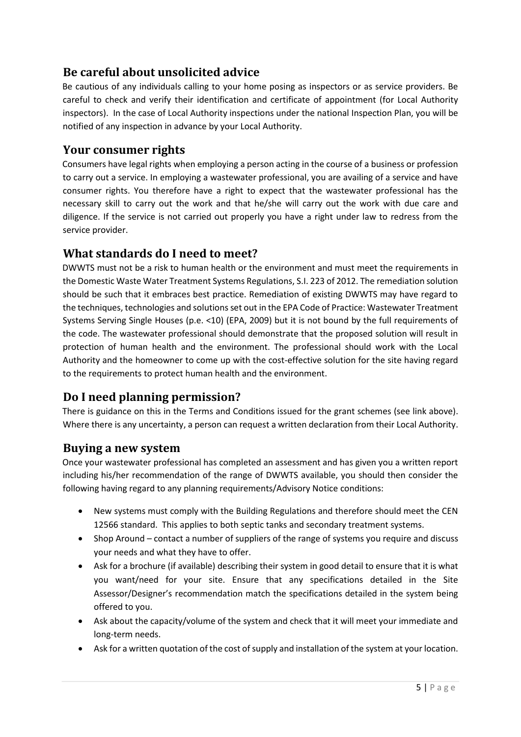## Be careful about unsolicited advice

Be cautious of any individuals calling to your home posing as inspectors or as service providers. Be careful to check and verify their identification and certificate of appointment (for Local Authority inspectors). In the case of Local Authority inspections under the national Inspection Plan, you will be notified of any inspection in advance by your Local Authority.

## Your consumer rights

Consumers have legal rights when employing a person acting in the course of a business or profession to carry out a service. In employing a wastewater professional, you are availing of a service and have consumer rights. You therefore have a right to expect that the wastewater professional has the necessary skill to carry out the work and that he/she will carry out the work with due care and diligence. If the service is not carried out properly you have a right under law to redress from the service provider.

## What standards do I need to meet?

DWWTS must not be a risk to human health or the environment and must meet the requirements in the Domestic Waste Water Treatment Systems Regulations, S.I. 223 of 2012. The remediation solution should be such that it embraces best practice. Remediation of existing DWWTS may have regard to the techniques, technologies and solutions set out in the EPA Code of Practice: Wastewater Treatment Systems Serving Single Houses (p.e. <10) (EPA, 2009) but it is not bound by the full requirements of the code. The wastewater professional should demonstrate that the proposed solution will result in protection of human health and the environment. The professional should work with the Local Authority and the homeowner to come up with the cost-effective solution for the site having regard to the requirements to protect human health and the environment.

## Do I need planning permission?

There is guidance on this in the Terms and Conditions issued for the grant schemes (see link above). Where there is any uncertainty, a person can request a written declaration from their Local Authority.

## Buying a new system

Once your wastewater professional has completed an assessment and has given you a written report including his/her recommendation of the range of DWWTS available, you should then consider the following having regard to any planning requirements/Advisory Notice conditions:

- New systems must comply with the Building Regulations and therefore should meet the CEN 12566 standard. This applies to both septic tanks and secondary treatment systems.
- Shop Around – contact a number of suppliers of the range of systems you require and discuss your needs and what they have to offer.
- Ask for a brochure (if available) describing their system in good detail to ensure that it is what you want/need for your site. Ensure that any specifications detailed in the Site Assessor/Designer's recommendation match the specifications detailed in the system being offered to you.
- Ask about the capacity/volume of the system and check that it will meet your immediate and long-term needs.
- Ask for a written quotation of the cost of supply and installation of the system at your location.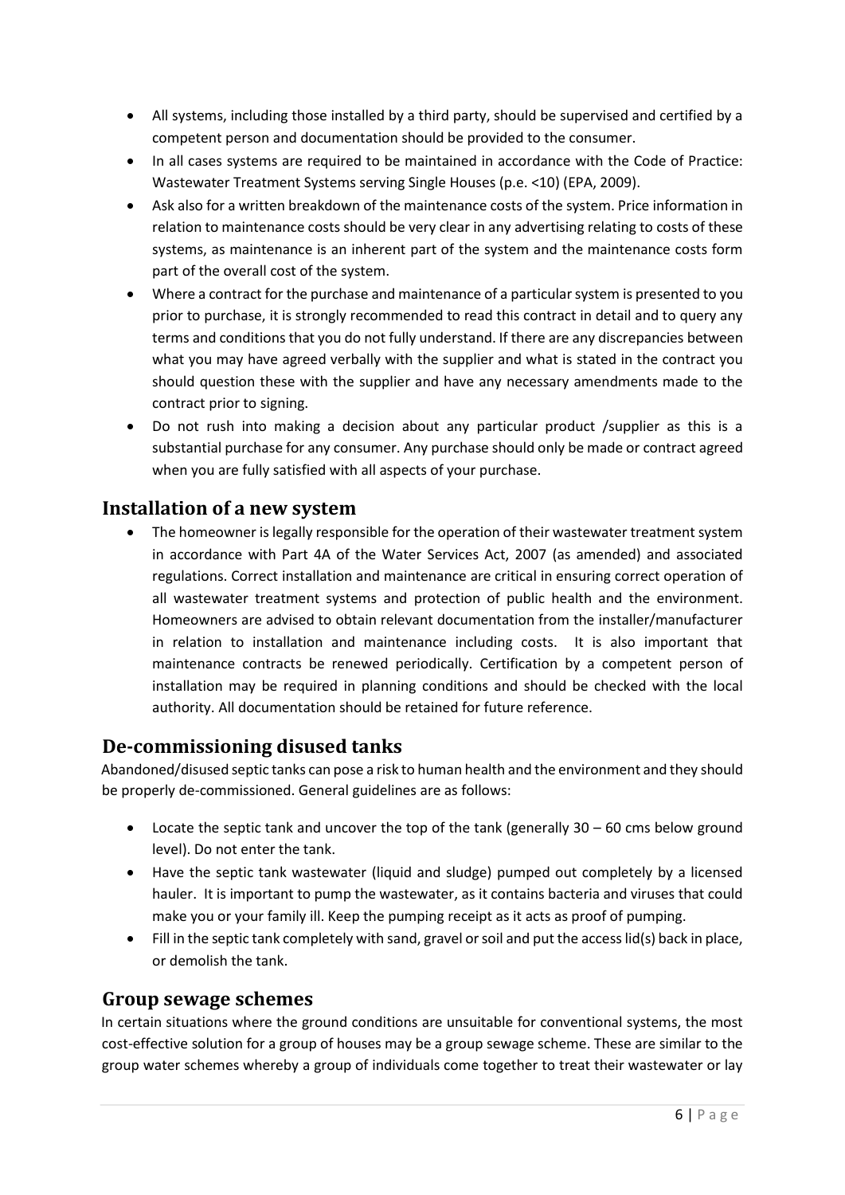- All systems, including those installed by a third party, should be supervised and certified by a competent person and documentation should be provided to the consumer.
- In all cases systems are required to be maintained in accordance with the Code of Practice: Wastewater Treatment Systems serving Single Houses (p.e. <10) (EPA, 2009).
- Ask also for a written breakdown of the maintenance costs of the system. Price information in relation to maintenance costs should be very clear in any advertising relating to costs of these systems, as maintenance is an inherent part of the system and the maintenance costs form part of the overall cost of the system.
- Where a contract for the purchase and maintenance of a particular system is presented to you prior to purchase, it is strongly recommended to read this contract in detail and to query any terms and conditions that you do not fully understand. If there are any discrepancies between what you may have agreed verbally with the supplier and what is stated in the contract you should question these with the supplier and have any necessary amendments made to the contract prior to signing.
- Do not rush into making a decision about any particular product /supplier as this is a substantial purchase for any consumer. Any purchase should only be made or contract agreed when you are fully satisfied with all aspects of your purchase.

## Installation of a new system

- The homeowner is legally responsible for the operation of their wastewater treatment system in accordance with Part 4A of the Water Services Act, 2007 (as amended) and associated regulations. Correct installation and maintenance are critical in ensuring correct operation of all wastewater treatment systems and protection of public health and the environment. Homeowners are advised to obtain relevant documentation from the installer/manufacturer in relation to installation and maintenance including costs. It is also important that maintenance contracts be renewed periodically. Certification by a competent person of installation may be required in planning conditions and should be checked with the local authority. All documentation should be retained for future reference.

## De-commissioning disused tanks

Abandoned/disused septic tanks can pose a risk to human health and the environment and they should be properly de-commissioned. General guidelines are as follows:

- Locate the septic tank and uncover the top of the tank (generally 30 – 60 cms below ground level). Do not enter the tank.
- Have the septic tank wastewater (liquid and sludge) pumped out completely by a licensed hauler. It is important to pump the wastewater, as it contains bacteria and viruses that could make you or your family ill. Keep the pumping receipt as it acts as proof of pumping.
- Fill in the septic tank completely with sand, gravel or soil and put the access lid(s) back in place, or demolish the tank.

## Group sewage schemes

In certain situations where the ground conditions are unsuitable for conventional systems, the most cost-effective solution for a group of houses may be a group sewage scheme. These are similar to the group water schemes whereby a group of individuals come together to treat their wastewater or lay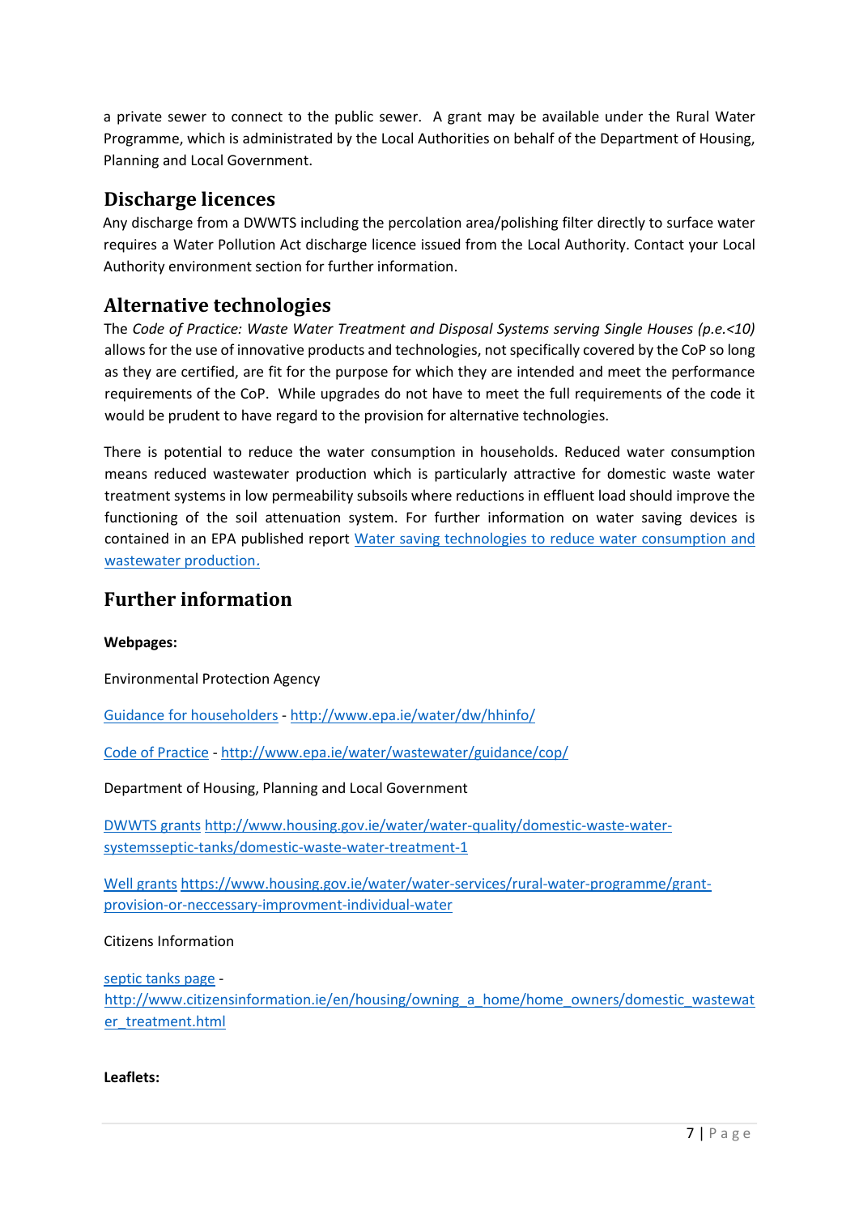a private sewer to connect to the public sewer. A grant may be available under the Rural Water Programme, which is administrated by the Local Authorities on behalf of the Department of Housing, Planning and Local Government.

## Discharge licences

Any discharge from a DWWTS including the percolation area/polishing filter directly to surface water requires a Water Pollution Act discharge licence issued from the Local Authority. Contact your Local Authority environment section for further information.

## Alternative technologies

The *Code of Practice: Waste Water Treatment and Disposal Systems serving Single Houses (p.e.<10)* allows for the use of innovative products and technologies, not specifically covered by the CoP so long as they are certified, are fit for the purpose for which they are intended and meet the performance requirements of the CoP. While upgrades do not have to meet the full requirements of the code it would be prudent to have regard to the provision for alternative technologies.

There is potential to reduce the water consumption in households. Reduced water consumption means reduced wastewater production which is particularly attractive for domestic waste water treatment systems in low permeability subsoils where reductions in effluent load should improve the functioning of the soil attenuation system. For further information on water saving devices is contained in an EPA published report Water saving technologies to reduce water consumption and wastewater production.

## Further information

**Webpages:**

Environmental Protection Agency

Guidance for householders - http://www.epa.ie/water/dw/hhinfo/

Code of Practice - http://www.epa.ie/water/wastewater/guidance/cop/

Department of Housing, Planning and Local Government

DWWTS grants http://www.housing.gov.ie/water/water-quality/domestic-waste-water-systemsseptic-tanks/domestic-waste-water-treatment-1

Well grants https://www.housing.gov.ie/water/water-services/rural-water-programme/grant-provision-or-neccessary-improvment-individual-water

Citizens Information

septic tanks page - http://www.citizensinformation.ie/en/housing/owning_a_home/home_owners/domestic_wastewater_treatment.html

**Leaflets:**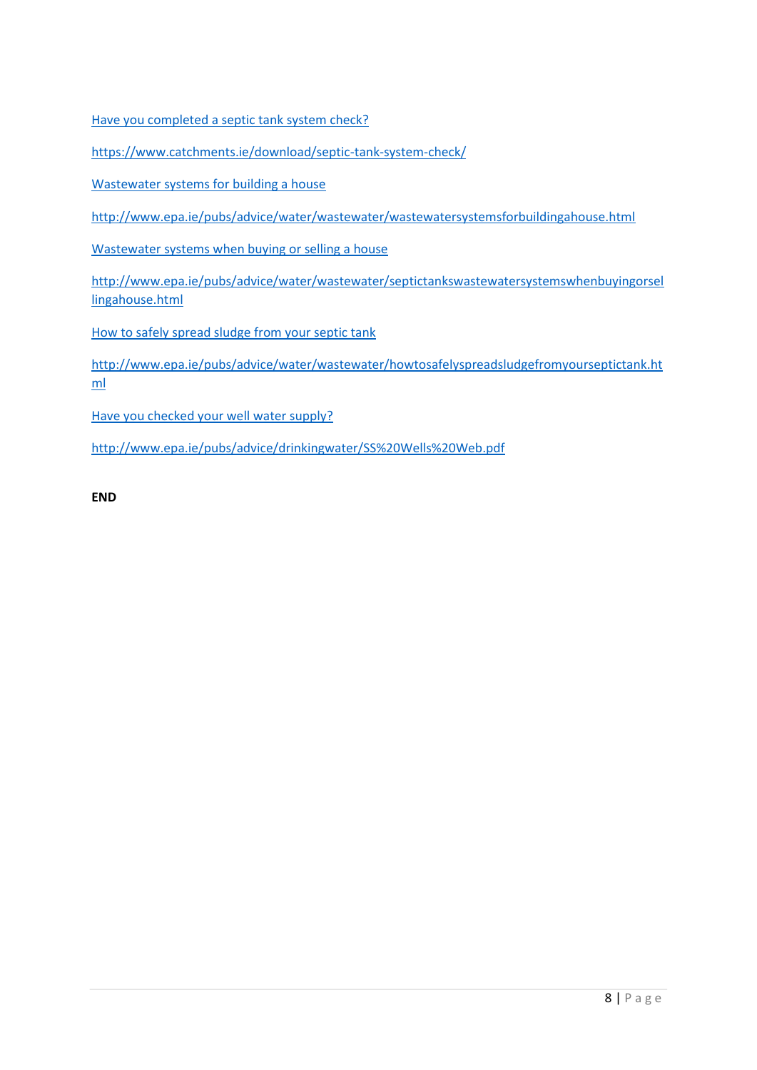[Have you completed a septic tank system check?](https://www.catchments.ie/download/septic-tank-system-check/)

https://www.catchments.ie/download/septic-tank-system-check/

[Wastewater systems for building a house](http://www.epa.ie/pubs/advice/water/wastewater/wastewatersystemsforbuildingahouse.html)

http://www.epa.ie/pubs/advice/water/wastewater/wastewatersystemsforbuildingahouse.html

[Wastewater systems when buying or selling a house](http://www.epa.ie/pubs/advice/water/wastewater/septictankswastewatersystemswhenbuyingorsellingahouse.html)

http://www.epa.ie/pubs/advice/water/wastewater/septictankswastewatersystemswhenbuyingorsellingahouse.html

[How to safely spread sludge from your septic tank](http://www.epa.ie/pubs/advice/water/wastewater/howtosafelyspreadsludgefromyourseptictank.html)

http://www.epa.ie/pubs/advice/water/wastewater/howtosafelyspreadsludgefromyourseptictank.html

[Have you checked your well water supply?](http://www.epa.ie/pubs/advice/drinkingwater/SS%20Wells%20Web.pdf)

http://www.epa.ie/pubs/advice/drinkingwater/SS%20Wells%20Web.pdf

**END**